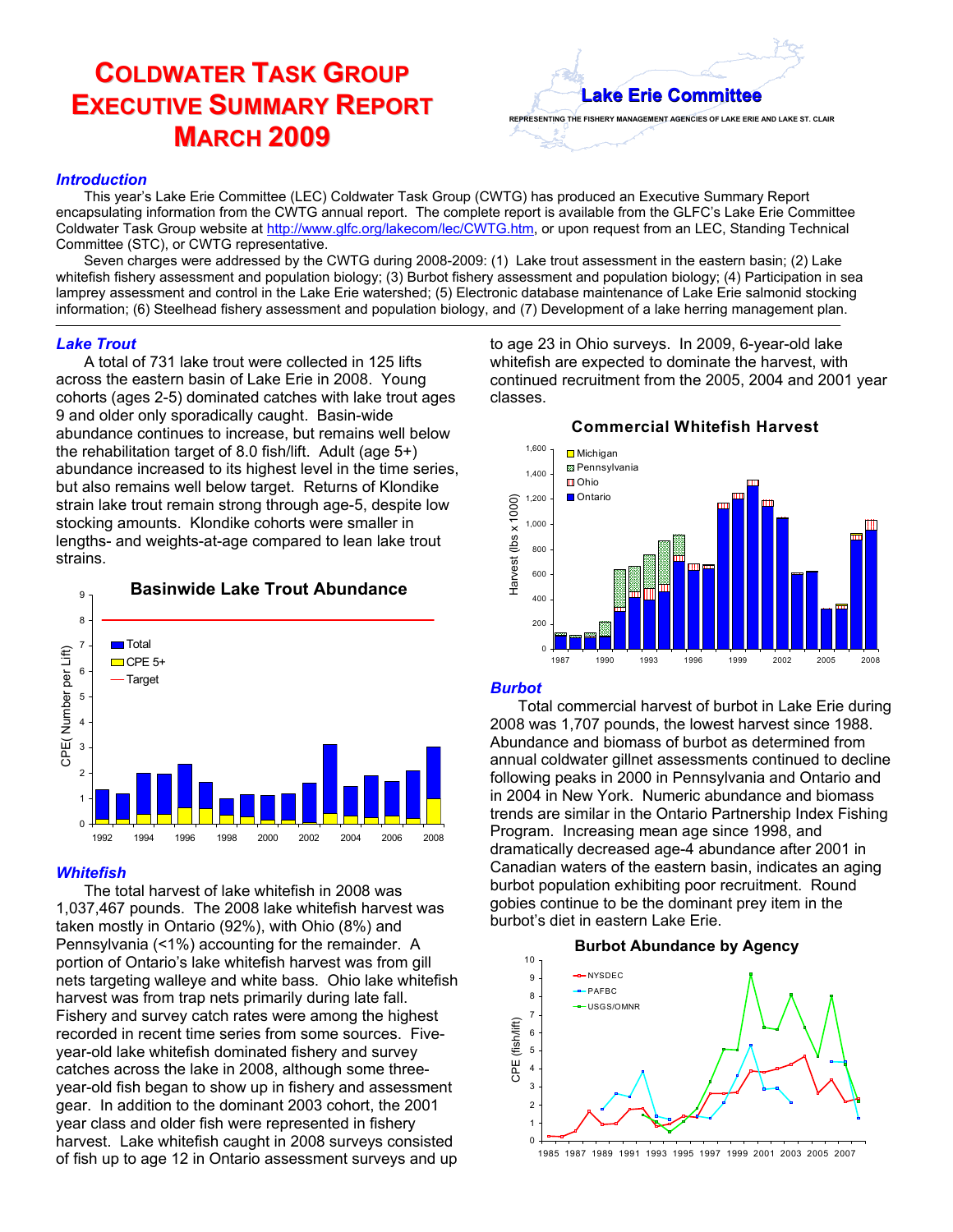# COLDWATER TASK GROUP EXECUTIVE SUMMARY REPORT MARCH 2009

**Lake Erie Committee**

REPRESENTING THE FISHERY MANAGEMENT AGENCIES OF LAKE ERIE AND LAKE ST. CLAIR

## *Introduction*

This year's Lake Erie Committee (LEC) Coldwater Task Group (CWTG) has produced an Executive Summary Report encapsulating information from the CWTG annual report. The complete report is available from the GLFC's Lake Erie Committee Coldwater Task Group website at http://www.glfc.org/lakecom/lec/CWTG.htm, or upon request from an LEC, Standing Technical Committee (STC), or CWTG representative.

Seven charges were addressed by the CWTG during 2008-2009: (1) Lake trout assessment in the eastern basin; (2) Lake whitefish fishery assessment and population biology; (3) Burbot fishery assessment and population biology; (4) Participation in sea lamprey assessment and control in the Lake Erie watershed; (5) Electronic database maintenance of Lake Erie salmonid stocking information; (6) Steelhead fishery assessment and population biology, and (7) Development of a lake herring management plan.

## *Lake Trout*

A total of 731 lake trout were collected in 125 lifts across the eastern basin of Lake Erie in 2008. Young cohorts (ages 2-5) dominated catches with lake trout ages 9 and older only sporadically caught. Basin-wide abundance continues to increase, but remains well below the rehabilitation target of 8.0 fish/lift. Adult (age 5+) abundance increased to its highest level in the time series, but also remains well below target. Returns of Klondike strain lake trout remain strong through age-5, despite low stocking amounts. Klondike cohorts were smaller in lengths- and weights-at-age compared to lean lake trout strains.

**Basinwide Lake Trout Abundance**

## *Whitefish*

The total harvest of lake whitefish in 2008 was 1,037,467 pounds. The 2008 lake whitefish harvest was taken mostly in Ontario (92%), with Ohio (8%) and Pennsylvania (<1%) accounting for the remainder. A portion of Ontario's lake whitefish harvest was from gill nets targeting walleye and white bass. Ohio lake whitefish harvest was from trap nets primarily during late fall. Fishery and survey catch rates were among the highest recorded in recent time series from some sources. Five-year-old lake whitefish dominated fishery and survey catches across the lake in 2008, although some three-year-old fish began to show up in fishery and assessment gear. In addition to the dominant 2003 cohort, the 2001 year class and older fish were represented in fishery harvest. Lake whitefish caught in 2008 surveys consisted of fish up to age 12 in Ontario assessment surveys and up to age 23 in Ohio surveys. In 2009, 6-year-old lake whitefish are expected to dominate the harvest, with continued recruitment from the 2005, 2004 and 2001 year classes.

**Commercial Whitefish Harvest**

## *Burbot*

Total commercial harvest of burbot in Lake Erie during 2008 was 1,707 pounds, the lowest harvest since 1988. Abundance and biomass of burbot as determined from annual coldwater gillnet assessments continued to decline following peaks in 2000 in Pennsylvania and Ontario and in 2004 in New York. Numeric abundance and biomass trends are similar in the Ontario Partnership Index Fishing Program. Increasing mean age since 1998, and dramatically decreased age-4 abundance after 2001 in Canadian waters of the eastern basin, indicates an aging burbot population exhibiting poor recruitment. Round gobies continue to be the dominant prey item in the burbot's diet in eastern Lake Erie.

**Burbot Abundance by Agency**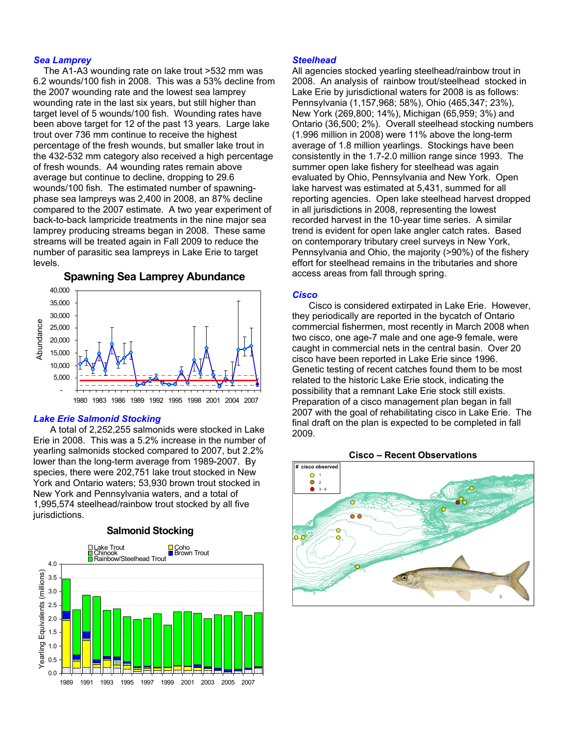### *Sea Lamprey*

The A1-A3 wounding rate on lake trout >532 mm was 6.2 wounds/100 fish in 2008. This was a 53% decline from the 2007 wounding rate and the lowest sea lamprey wounding rate in the last six years, but still higher than target level of 5 wounds/100 fish. Wounding rates have been above target for 12 of the past 13 years. Large lake trout over 736 mm continue to receive the highest percentage of the fresh wounds, but smaller lake trout in the 432-532 mm category also received a high percentage of fresh wounds. A4 wounding rates remain above average but continue to decline, dropping to 29.6 wounds/100 fish. The estimated number of spawning-phase sea lampreys was 2,400 in 2008, an 87% decline compared to the 2007 estimate. A two year experiment of back-to-back lampricide treatments in the nine major sea lamprey producing streams began in 2008. These same streams will be treated again in Fall 2009 to reduce the number of parasitic sea lampreys in Lake Erie to target levels.

**Spawning Sea Lamprey Abundance**

Abundance

40,000
35,000
30,000
25,000
20,000
15,000
10,000
5,000
-

1980 1983 1986 1989 1992 1995 1998 2001 2004 2007

### *Lake Erie Salmonid Stocking*

A total of 2,252,255 salmonids were stocked in Lake Erie in 2008. This was a 5.2% increase in the number of yearling salmonids stocked compared to 2007, but 2.2% lower than the long-term average from 1989-2007. By species, there were 202,751 lake trout stocked in New York and Ontario waters; 53,930 brown trout stocked in New York and Pennsylvania waters, and a total of 1,995,574 steelhead/rainbow trout stocked by all five jurisdictions.

**Salmonid Stocking**

Lake Trout
Chinook
Rainbow/Steelhead Trout
Coho
Brown Trout

Yearling Equivalents (millions)

4.0
3.5
3.0
2.5
2.0
1.5
1.0
0.5
0.0

1989 1991 1993 1995 1997 1999 2001 2003 2005 2007

### *Steelhead*

All agencies stocked yearling steelhead/rainbow trout in 2008. An analysis of rainbow trout/steelhead stocked in Lake Erie by jurisdictional waters for 2008 is as follows: Pennsylvania (1,157,968; 58%), Ohio (465,347; 23%), New York (269,800; 14%), Michigan (65,959; 3%) and Ontario (36,500; 2%). Overall steelhead stocking numbers (1.996 million in 2008) were 11% above the long-term average of 1.8 million yearlings. Stockings have been consistently in the 1.7-2.0 million range since 1993. The summer open lake fishery for steelhead was again evaluated by Ohio, Pennsylvania and New York. Open lake harvest was estimated at 5,431, summed for all reporting agencies. Open lake steelhead harvest dropped in all jurisdictions in 2008, representing the lowest recorded harvest in the 10-year time series. A similar trend is evident for open lake angler catch rates. Based on contemporary tributary creel surveys in New York, Pennsylvania and Ohio, the majority (>90%) of the fishery effort for steelhead remains in the tributaries and shore access areas from fall through spring.

### *Cisco*

Cisco is considered extirpated in Lake Erie. However, they periodically are reported in the bycatch of Ontario commercial fishermen, most recently in March 2008 when two cisco, one age-7 male and one age-9 female, were caught in commercial nets in the central basin. Over 20 cisco have been reported in Lake Erie since 1996. Genetic testing of recent catches found them to be most related to the historic Lake Erie stock, indicating the possibility that a remnant Lake Erie stock still exists. Preparation of a cisco management plan began in fall 2007 with the goal of rehabilitating cisco in Lake Erie. The final draft on the plan is expected to be completed in fall 2009.

**Cisco – Recent Observations**

cisco observed
1
2
3 - 6